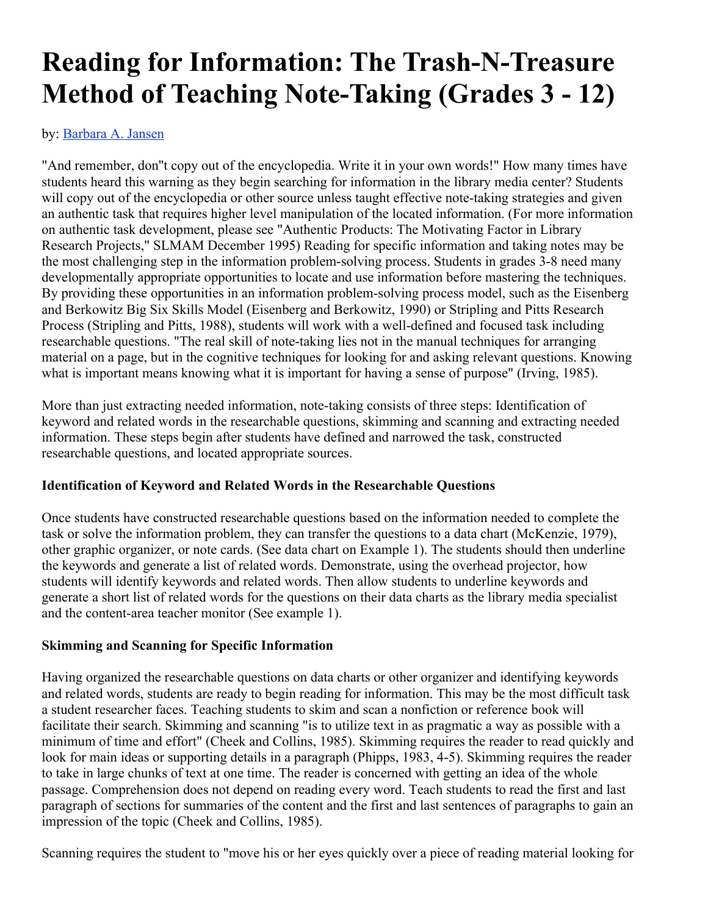# Reading for Information: The Trash-N-Treasure Method of Teaching Note-Taking (Grades 3 - 12)

by: Barbara A. Jansen

"And remember, don''t copy out of the encyclopedia. Write it in your own words!" How many times have students heard this warning as they begin searching for information in the library media center? Students will copy out of the encyclopedia or other source unless taught effective note-taking strategies and given an authentic task that requires higher level manipulation of the located information. (For more information on authentic task development, please see "Authentic Products: The Motivating Factor in Library Research Projects," SLMAM December 1995) Reading for specific information and taking notes may be the most challenging step in the information problem-solving process. Students in grades 3-8 need many developmentally appropriate opportunities to locate and use information before mastering the techniques. By providing these opportunities in an information problem-solving process model, such as the Eisenberg and Berkowitz Big Six Skills Model (Eisenberg and Berkowitz, 1990) or Stripling and Pitts Research Process (Stripling and Pitts, 1988), students will work with a well-defined and focused task including researchable questions. "The real skill of note-taking lies not in the manual techniques for arranging material on a page, but in the cognitive techniques for looking for and asking relevant questions. Knowing what is important means knowing what it is important for having a sense of purpose" (Irving, 1985).

More than just extracting needed information, note-taking consists of three steps: Identification of keyword and related words in the researchable questions, skimming and scanning and extracting needed information. These steps begin after students have defined and narrowed the task, constructed researchable questions, and located appropriate sources.

### Identification of Keyword and Related Words in the Researchable Questions

Once students have constructed researchable questions based on the information needed to complete the task or solve the information problem, they can transfer the questions to a data chart (McKenzie, 1979), other graphic organizer, or note cards. (See data chart on Example 1). The students should then underline the keywords and generate a list of related words. Demonstrate, using the overhead projector, how students will identify keywords and related words. Then allow students to underline keywords and generate a short list of related words for the questions on their data charts as the library media specialist and the content-area teacher monitor (See example 1).

### Skimming and Scanning for Specific Information

Having organized the researchable questions on data charts or other organizer and identifying keywords and related words, students are ready to begin reading for information. This may be the most difficult task a student researcher faces. Teaching students to skim and scan a nonfiction or reference book will facilitate their search. Skimming and scanning "is to utilize text in as pragmatic a way as possible with a minimum of time and effort" (Cheek and Collins, 1985). Skimming requires the reader to read quickly and look for main ideas or supporting details in a paragraph (Phipps, 1983, 4-5). Skimming requires the reader to take in large chunks of text at one time. The reader is concerned with getting an idea of the whole passage. Comprehension does not depend on reading every word. Teach students to read the first and last paragraph of sections for summaries of the content and the first and last sentences of paragraphs to gain an impression of the topic (Cheek and Collins, 1985).

Scanning requires the student to "move his or her eyes quickly over a piece of reading material looking for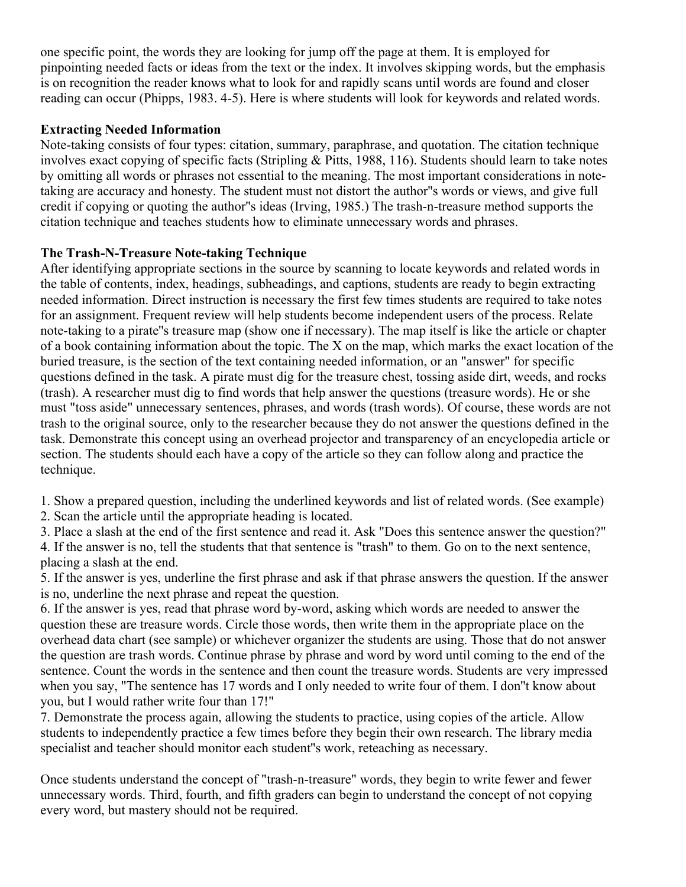one specific point, the words they are looking for jump off the page at them. It is employed for pinpointing needed facts or ideas from the text or the index. It involves skipping words, but the emphasis is on recognition the reader knows what to look for and rapidly scans until words are found and closer reading can occur (Phipps, 1983. 4-5). Here is where students will look for keywords and related words.

**Extracting Needed Information**
Note-taking consists of four types: citation, summary, paraphrase, and quotation. The citation technique involves exact copying of specific facts (Stripling & Pitts, 1988, 116). Students should learn to take notes by omitting all words or phrases not essential to the meaning. The most important considerations in note-taking are accuracy and honesty. The student must not distort the author''s words or views, and give full credit if copying or quoting the author''s ideas (Irving, 1985.) The trash-n-treasure method supports the citation technique and teaches students how to eliminate unnecessary words and phrases.

**The Trash-N-Treasure Note-taking Technique**
After identifying appropriate sections in the source by scanning to locate keywords and related words in the table of contents, index, headings, subheadings, and captions, students are ready to begin extracting needed information. Direct instruction is necessary the first few times students are required to take notes for an assignment. Frequent review will help students become independent users of the process. Relate note-taking to a pirate''s treasure map (show one if necessary). The map itself is like the article or chapter of a book containing information about the topic. The X on the map, which marks the exact location of the buried treasure, is the section of the text containing needed information, or an "answer" for specific questions defined in the task. A pirate must dig for the treasure chest, tossing aside dirt, weeds, and rocks (trash). A researcher must dig to find words that help answer the questions (treasure words). He or she must "toss aside" unnecessary sentences, phrases, and words (trash words). Of course, these words are not trash to the original source, only to the researcher because they do not answer the questions defined in the task. Demonstrate this concept using an overhead projector and transparency of an encyclopedia article or section. The students should each have a copy of the article so they can follow along and practice the technique.

1. Show a prepared question, including the underlined keywords and list of related words. (See example)
2. Scan the article until the appropriate heading is located.
3. Place a slash at the end of the first sentence and read it. Ask "Does this sentence answer the question?"
4. If the answer is no, tell the students that that sentence is "trash" to them. Go on to the next sentence, placing a slash at the end.
5. If the answer is yes, underline the first phrase and ask if that phrase answers the question. If the answer is no, underline the next phrase and repeat the question.
6. If the answer is yes, read that phrase word by-word, asking which words are needed to answer the question these are treasure words. Circle those words, then write them in the appropriate place on the overhead data chart (see sample) or whichever organizer the students are using. Those that do not answer the question are trash words. Continue phrase by phrase and word by word until coming to the end of the sentence. Count the words in the sentence and then count the treasure words. Students are very impressed when you say, "The sentence has 17 words and I only needed to write four of them. I don''t know about you, but I would rather write four than 17!"
7. Demonstrate the process again, allowing the students to practice, using copies of the article. Allow students to independently practice a few times before they begin their own research. The library media specialist and teacher should monitor each student''s work, reteaching as necessary.

Once students understand the concept of "trash-n-treasure" words, they begin to write fewer and fewer unnecessary words. Third, fourth, and fifth graders can begin to understand the concept of not copying every word, but mastery should not be required.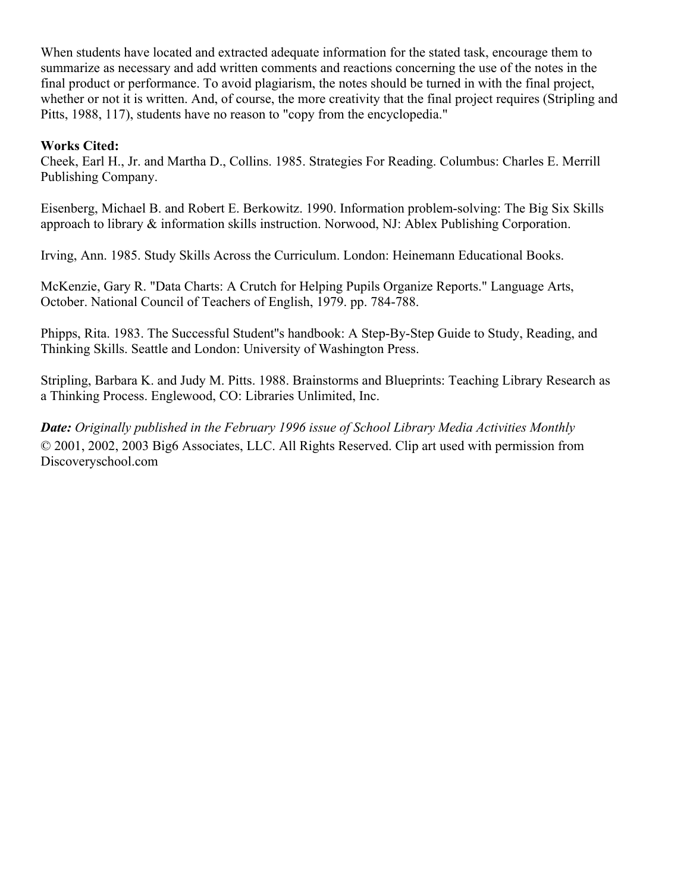When students have located and extracted adequate information for the stated task, encourage them to summarize as necessary and add written comments and reactions concerning the use of the notes in the final product or performance. To avoid plagiarism, the notes should be turned in with the final project, whether or not it is written. And, of course, the more creativity that the final project requires (Stripling and Pitts, 1988, 117), students have no reason to "copy from the encyclopedia."

**Works Cited:**

Cheek, Earl H., Jr. and Martha D., Collins. 1985. Strategies For Reading. Columbus: Charles E. Merrill Publishing Company.

Eisenberg, Michael B. and Robert E. Berkowitz. 1990. Information problem-solving: The Big Six Skills approach to library & information skills instruction. Norwood, NJ: Ablex Publishing Corporation.

Irving, Ann. 1985. Study Skills Across the Curriculum. London: Heinemann Educational Books.

McKenzie, Gary R. "Data Charts: A Crutch for Helping Pupils Organize Reports." Language Arts, October. National Council of Teachers of English, 1979. pp. 784-788.

Phipps, Rita. 1983. The Successful Student''s handbook: A Step-By-Step Guide to Study, Reading, and Thinking Skills. Seattle and London: University of Washington Press.

Stripling, Barbara K. and Judy M. Pitts. 1988. Brainstorms and Blueprints: Teaching Library Research as a Thinking Process. Englewood, CO: Libraries Unlimited, Inc.

***Date:*** *Originally published in the February 1996 issue of School Library Media Activities Monthly*

© 2001, 2002, 2003 Big6 Associates, LLC. All Rights Reserved. Clip art used with permission from Discoveryschool.com